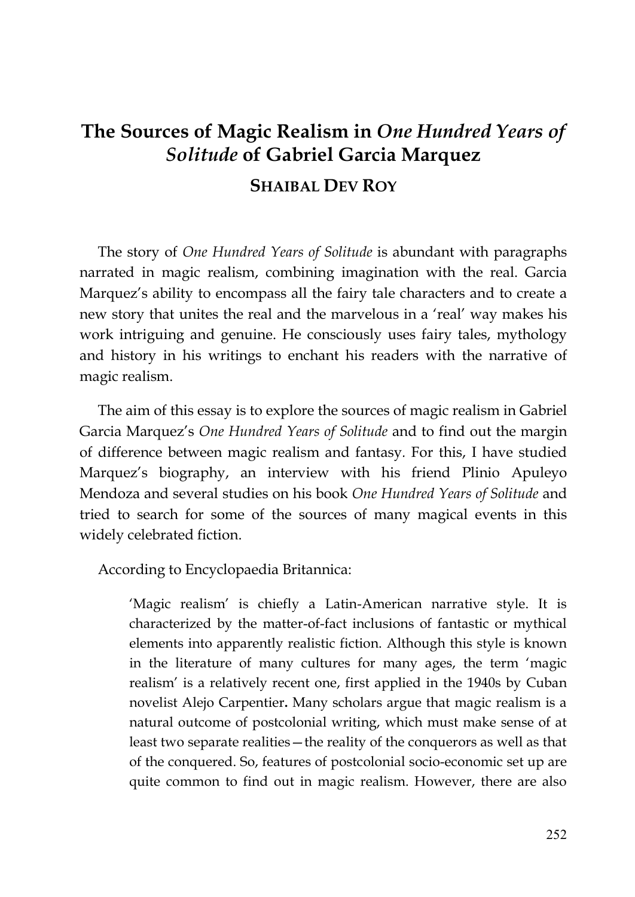# The Sources of Magic Realism in *One Hundred Years of Solitude* of Gabriel Garcia Marquez

## SHAIBAL DEV ROY

The story of *One Hundred Years of Solitude* is abundant with paragraphs narrated in magic realism, combining imagination with the real. Garcia Marquez's ability to encompass all the fairy tale characters and to create a new story that unites the real and the marvelous in a 'real' way makes his work intriguing and genuine. He consciously uses fairy tales, mythology and history in his writings to enchant his readers with the narrative of magic realism.

The aim of this essay is to explore the sources of magic realism in Gabriel Garcia Marquez's *One Hundred Years of Solitude* and to find out the margin of difference between magic realism and fantasy. For this, I have studied Marquez's biography, an interview with his friend Plinio Apuleyo Mendoza and several studies on his book *One Hundred Years of Solitude* and tried to search for some of the sources of many magical events in this widely celebrated fiction.

According to Encyclopaedia Britannica:

> 'Magic realism' is chiefly a Latin-American narrative style. It is characterized by the matter-of-fact inclusions of fantastic or mythical elements into apparently realistic fiction. Although this style is known in the literature of many cultures for many ages, the term 'magic realism' is a relatively recent one, first applied in the 1940s by Cuban novelist Alejo Carpentier**.** Many scholars argue that magic realism is a natural outcome of postcolonial writing, which must make sense of at least two separate realities—the reality of the conquerors as well as that of the conquered. So, features of postcolonial socio-economic set up are quite common to find out in magic realism. However, there are also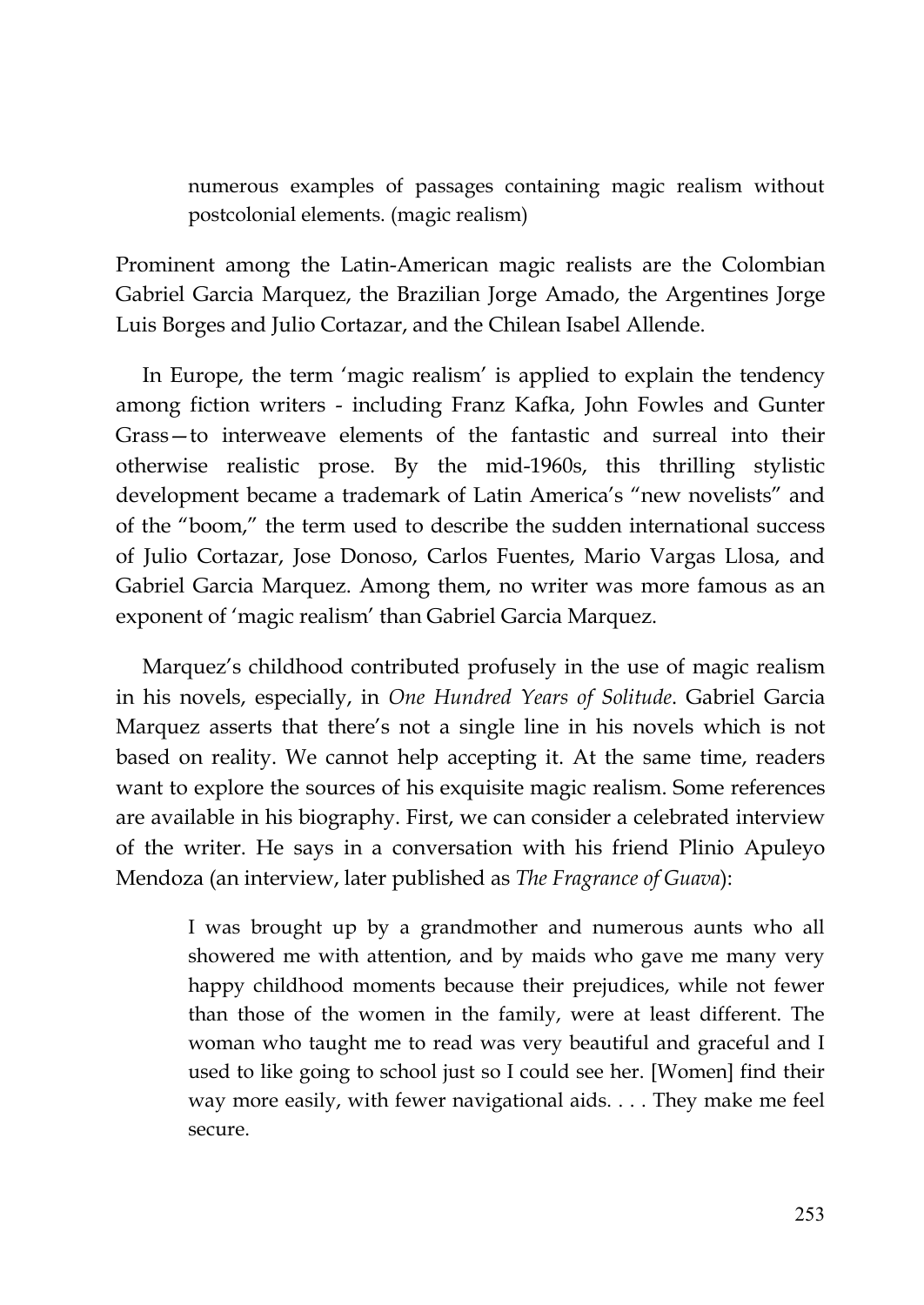> numerous examples of passages containing magic realism without postcolonial elements. (magic realism)

Prominent among the Latin-American magic realists are the Colombian Gabriel Garcia Marquez, the Brazilian Jorge Amado, the Argentines Jorge Luis Borges and Julio Cortazar, and the Chilean Isabel Allende.

In Europe, the term 'magic realism' is applied to explain the tendency among fiction writers - including Franz Kafka, John Fowles and Gunter Grass—to interweave elements of the fantastic and surreal into their otherwise realistic prose. By the mid-1960s, this thrilling stylistic development became a trademark of Latin America's "new novelists" and of the "boom," the term used to describe the sudden international success of Julio Cortazar, Jose Donoso, Carlos Fuentes, Mario Vargas Llosa, and Gabriel Garcia Marquez. Among them, no writer was more famous as an exponent of 'magic realism' than Gabriel Garcia Marquez.

Marquez's childhood contributed profusely in the use of magic realism in his novels, especially, in *One Hundred Years of Solitude*. Gabriel Garcia Marquez asserts that there's not a single line in his novels which is not based on reality. We cannot help accepting it. At the same time, readers want to explore the sources of his exquisite magic realism. Some references are available in his biography. First, we can consider a celebrated interview of the writer. He says in a conversation with his friend Plinio Apuleyo Mendoza (an interview, later published as *The Fragrance of Guava*):

> I was brought up by a grandmother and numerous aunts who all showered me with attention, and by maids who gave me many very happy childhood moments because their prejudices, while not fewer than those of the women in the family, were at least different. The woman who taught me to read was very beautiful and graceful and I used to like going to school just so I could see her. [Women] find their way more easily, with fewer navigational aids. . . . They make me feel secure.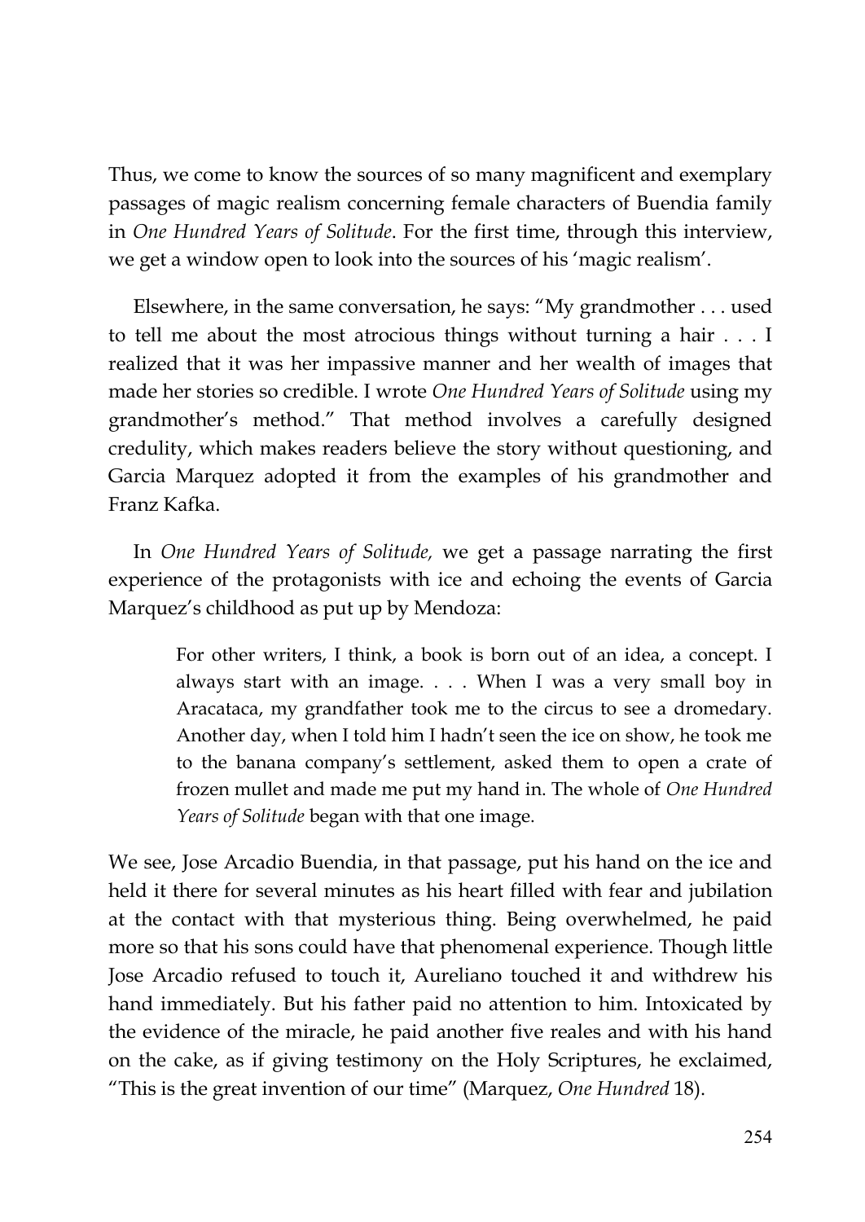Thus, we come to know the sources of so many magnificent and exemplary passages of magic realism concerning female characters of Buendia family in *One Hundred Years of Solitude*. For the first time, through this interview, we get a window open to look into the sources of his 'magic realism'.

Elsewhere, in the same conversation, he says: "My grandmother . . . used to tell me about the most atrocious things without turning a hair . . . I realized that it was her impassive manner and her wealth of images that made her stories so credible. I wrote *One Hundred Years of Solitude* using my grandmother's method." That method involves a carefully designed credulity, which makes readers believe the story without questioning, and Garcia Marquez adopted it from the examples of his grandmother and Franz Kafka.

In *One Hundred Years of Solitude,* we get a passage narrating the first experience of the protagonists with ice and echoing the events of Garcia Marquez's childhood as put up by Mendoza:

> For other writers, I think, a book is born out of an idea, a concept. I always start with an image. . . . When I was a very small boy in Aracataca, my grandfather took me to the circus to see a dromedary. Another day, when I told him I hadn't seen the ice on show, he took me to the banana company's settlement, asked them to open a crate of frozen mullet and made me put my hand in. The whole of *One Hundred Years of Solitude* began with that one image.

We see, Jose Arcadio Buendia, in that passage, put his hand on the ice and held it there for several minutes as his heart filled with fear and jubilation at the contact with that mysterious thing. Being overwhelmed, he paid more so that his sons could have that phenomenal experience. Though little Jose Arcadio refused to touch it, Aureliano touched it and withdrew his hand immediately. But his father paid no attention to him. Intoxicated by the evidence of the miracle, he paid another five reales and with his hand on the cake, as if giving testimony on the Holy Scriptures, he exclaimed, "This is the great invention of our time" (Marquez, *One Hundred* 18).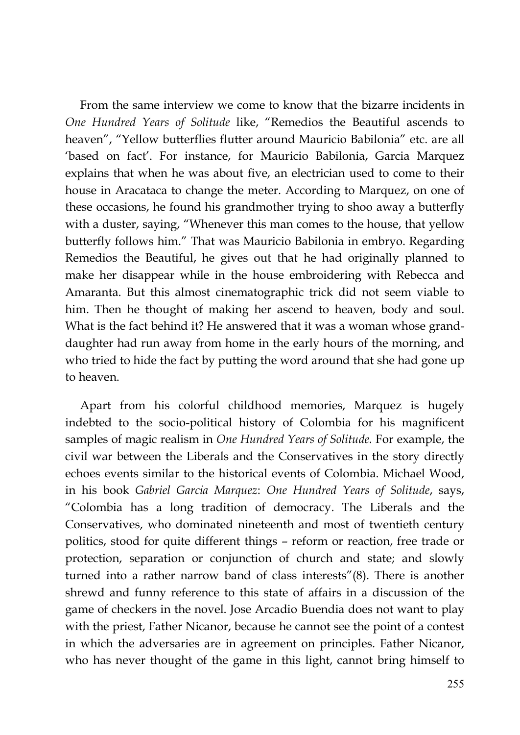From the same interview we come to know that the bizarre incidents in *One Hundred Years of Solitude* like, "Remedios the Beautiful ascends to heaven", "Yellow butterflies flutter around Mauricio Babilonia" etc. are all 'based on fact'. For instance, for Mauricio Babilonia, Garcia Marquez explains that when he was about five, an electrician used to come to their house in Aracataca to change the meter. According to Marquez, on one of these occasions, he found his grandmother trying to shoo away a butterfly with a duster, saying, "Whenever this man comes to the house, that yellow butterfly follows him." That was Mauricio Babilonia in embryo. Regarding Remedios the Beautiful, he gives out that he had originally planned to make her disappear while in the house embroidering with Rebecca and Amaranta. But this almost cinematographic trick did not seem viable to him. Then he thought of making her ascend to heaven, body and soul. What is the fact behind it? He answered that it was a woman whose grand-daughter had run away from home in the early hours of the morning, and who tried to hide the fact by putting the word around that she had gone up to heaven.

Apart from his colorful childhood memories, Marquez is hugely indebted to the socio-political history of Colombia for his magnificent samples of magic realism in *One Hundred Years of Solitude.* For example, the civil war between the Liberals and the Conservatives in the story directly echoes events similar to the historical events of Colombia. Michael Wood, in his book *Gabriel Garcia Marquez*: *One Hundred Years of Solitude*, says, "Colombia has a long tradition of democracy. The Liberals and the Conservatives, who dominated nineteenth and most of twentieth century politics, stood for quite different things – reform or reaction, free trade or protection, separation or conjunction of church and state; and slowly turned into a rather narrow band of class interests"(8). There is another shrewd and funny reference to this state of affairs in a discussion of the game of checkers in the novel. Jose Arcadio Buendia does not want to play with the priest, Father Nicanor, because he cannot see the point of a contest in which the adversaries are in agreement on principles. Father Nicanor, who has never thought of the game in this light, cannot bring himself to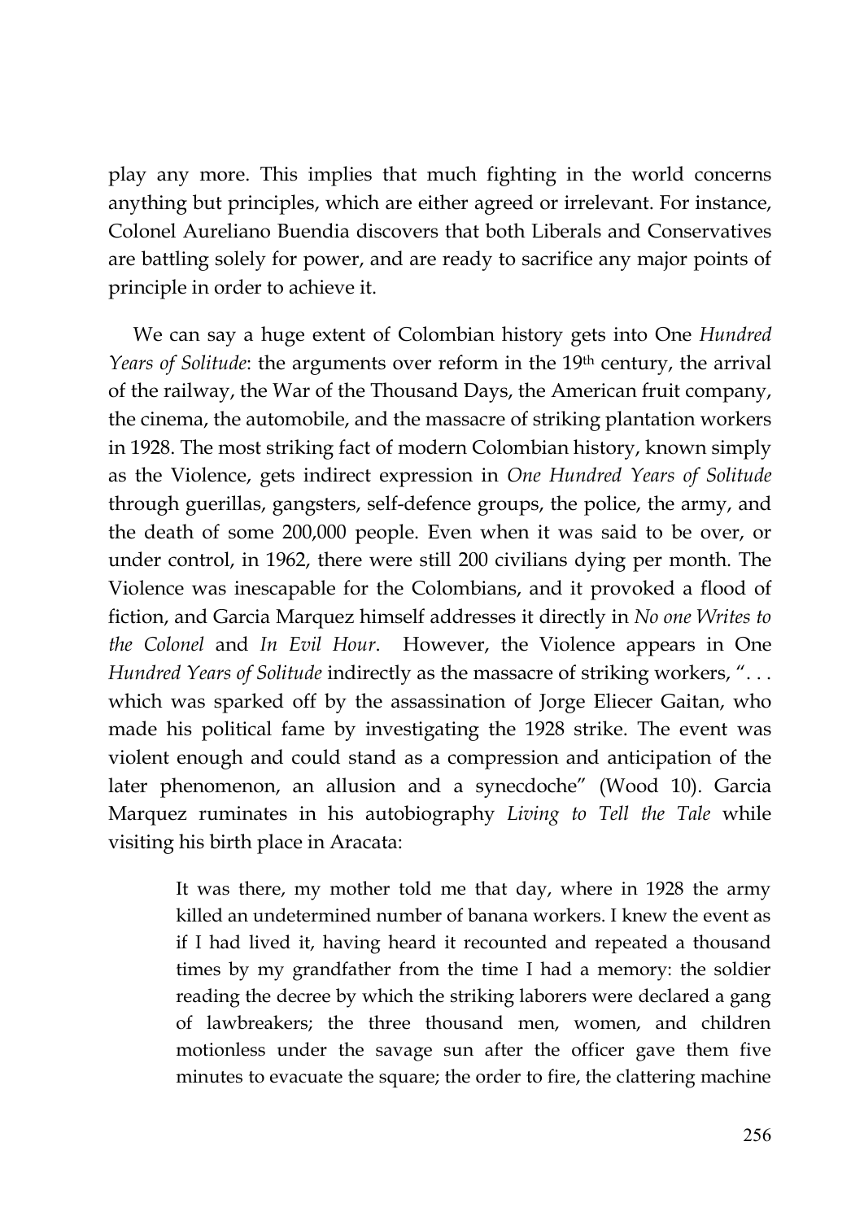play any more. This implies that much fighting in the world concerns anything but principles, which are either agreed or irrelevant. For instance, Colonel Aureliano Buendia discovers that both Liberals and Conservatives are battling solely for power, and are ready to sacrifice any major points of principle in order to achieve it.

We can say a huge extent of Colombian history gets into One *Hundred Years of Solitude*: the arguments over reform in the 19th century, the arrival of the railway, the War of the Thousand Days, the American fruit company, the cinema, the automobile, and the massacre of striking plantation workers in 1928. The most striking fact of modern Colombian history, known simply as the Violence, gets indirect expression in *One Hundred Years of Solitude* through guerillas, gangsters, self-defence groups, the police, the army, and the death of some 200,000 people. Even when it was said to be over, or under control, in 1962, there were still 200 civilians dying per month. The Violence was inescapable for the Colombians, and it provoked a flood of fiction, and Garcia Marquez himself addresses it directly in *No one Writes to the Colonel* and *In Evil Hour*. However, the Violence appears in One *Hundred Years of Solitude* indirectly as the massacre of striking workers, ". . . which was sparked off by the assassination of Jorge Eliecer Gaitan, who made his political fame by investigating the 1928 strike. The event was violent enough and could stand as a compression and anticipation of the later phenomenon, an allusion and a synecdoche" (Wood 10). Garcia Marquez ruminates in his autobiography *Living to Tell the Tale* while visiting his birth place in Aracata:

> It was there, my mother told me that day, where in 1928 the army killed an undetermined number of banana workers. I knew the event as if I had lived it, having heard it recounted and repeated a thousand times by my grandfather from the time I had a memory: the soldier reading the decree by which the striking laborers were declared a gang of lawbreakers; the three thousand men, women, and children motionless under the savage sun after the officer gave them five minutes to evacuate the square; the order to fire, the clattering machine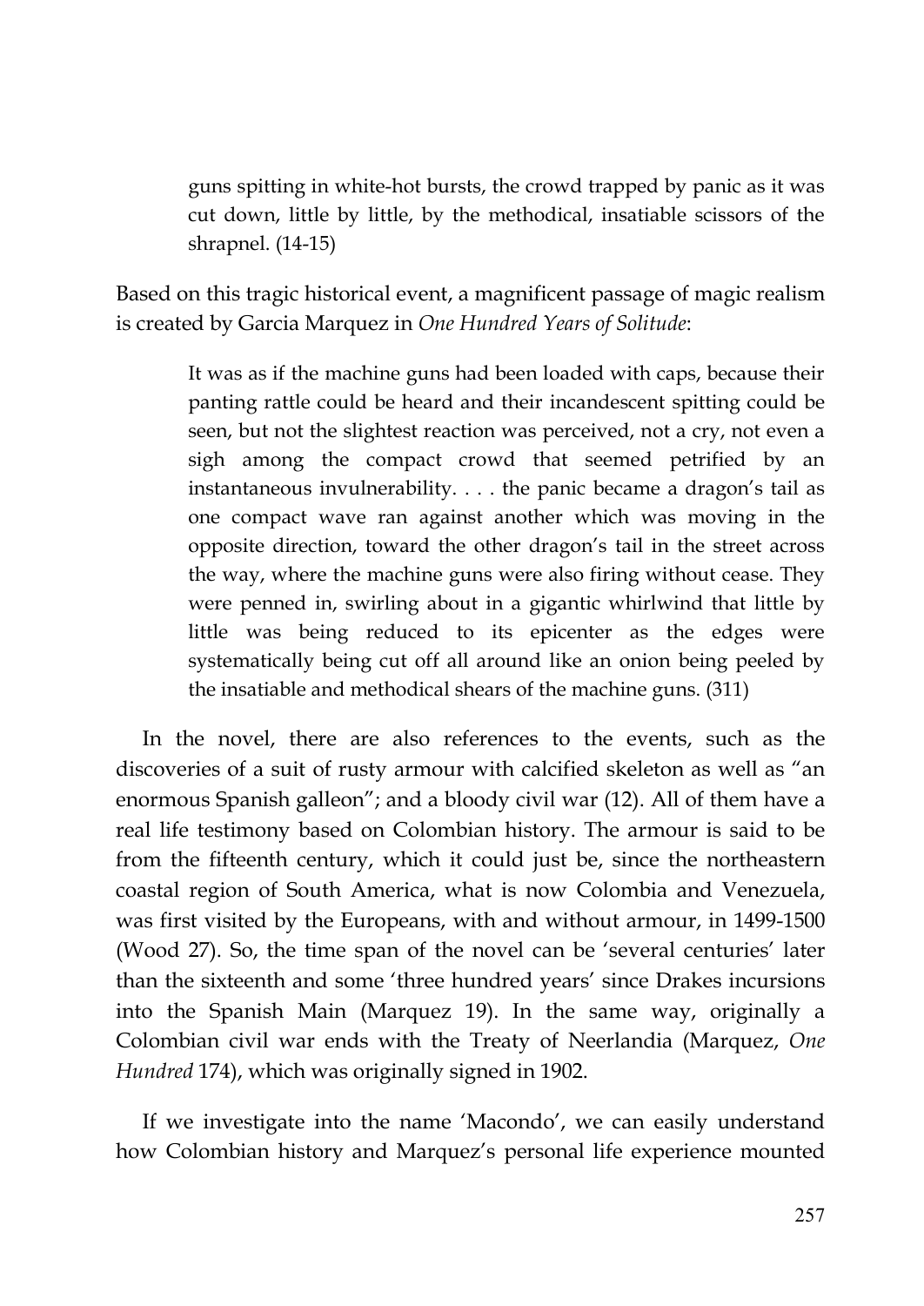> guns spitting in white-hot bursts, the crowd trapped by panic as it was cut down, little by little, by the methodical, insatiable scissors of the shrapnel. (14-15)

Based on this tragic historical event, a magnificent passage of magic realism is created by Garcia Marquez in *One Hundred Years of Solitude*:

> It was as if the machine guns had been loaded with caps, because their panting rattle could be heard and their incandescent spitting could be seen, but not the slightest reaction was perceived, not a cry, not even a sigh among the compact crowd that seemed petrified by an instantaneous invulnerability. . . . the panic became a dragon's tail as one compact wave ran against another which was moving in the opposite direction, toward the other dragon's tail in the street across the way, where the machine guns were also firing without cease. They were penned in, swirling about in a gigantic whirlwind that little by little was being reduced to its epicenter as the edges were systematically being cut off all around like an onion being peeled by the insatiable and methodical shears of the machine guns. (311)

In the novel, there are also references to the events, such as the discoveries of a suit of rusty armour with calcified skeleton as well as "an enormous Spanish galleon"; and a bloody civil war (12). All of them have a real life testimony based on Colombian history. The armour is said to be from the fifteenth century, which it could just be, since the northeastern coastal region of South America, what is now Colombia and Venezuela, was first visited by the Europeans, with and without armour, in 1499-1500 (Wood 27). So, the time span of the novel can be 'several centuries' later than the sixteenth and some 'three hundred years' since Drakes incursions into the Spanish Main (Marquez 19). In the same way, originally a Colombian civil war ends with the Treaty of Neerlandia (Marquez, *One Hundred* 174), which was originally signed in 1902.

If we investigate into the name 'Macondo', we can easily understand how Colombian history and Marquez's personal life experience mounted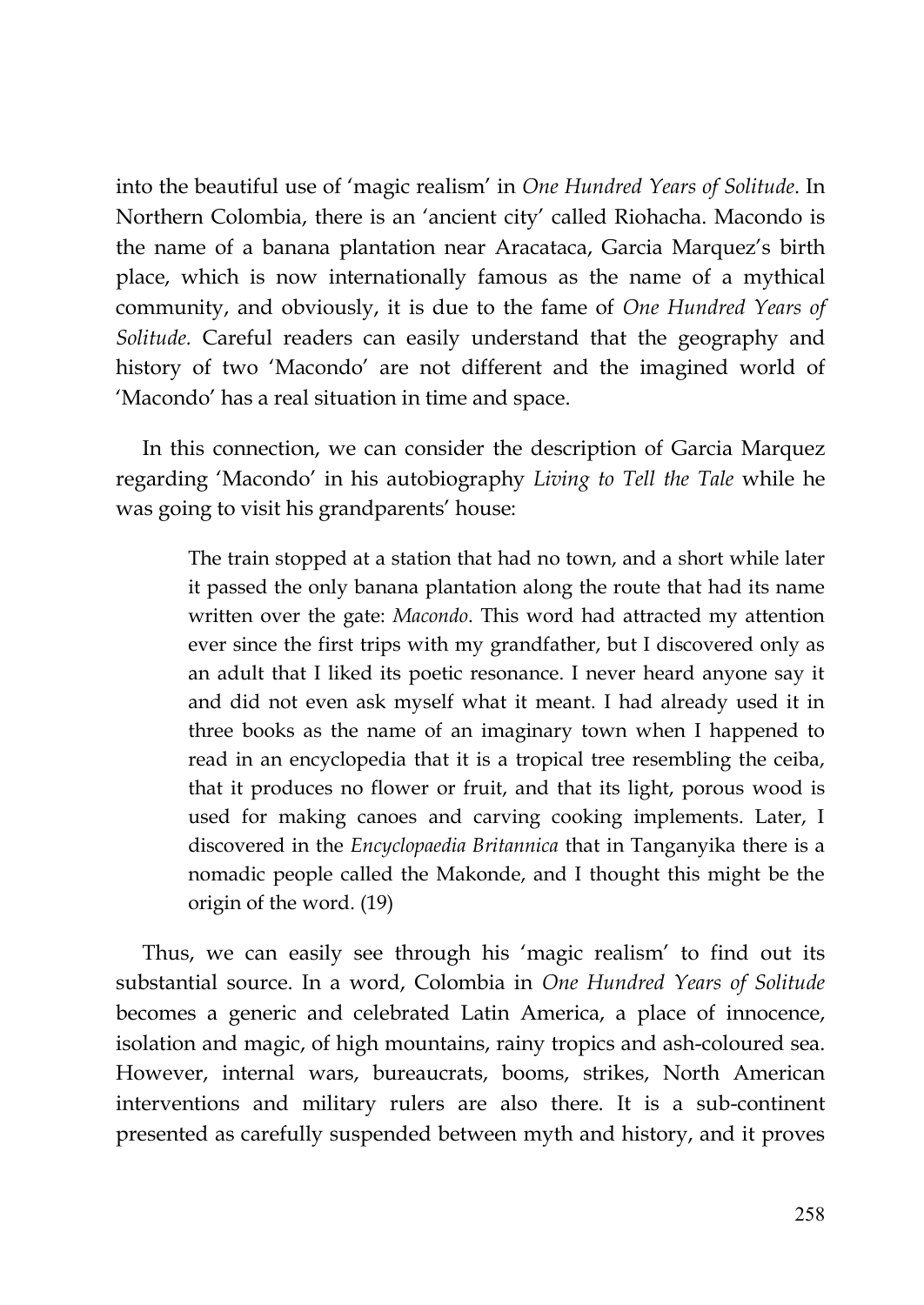into the beautiful use of 'magic realism' in *One Hundred Years of Solitude*. In Northern Colombia, there is an 'ancient city' called Riohacha. Macondo is the name of a banana plantation near Aracataca, Garcia Marquez's birth place, which is now internationally famous as the name of a mythical community, and obviously, it is due to the fame of *One Hundred Years of Solitude.* Careful readers can easily understand that the geography and history of two 'Macondo' are not different and the imagined world of 'Macondo' has a real situation in time and space.

In this connection, we can consider the description of Garcia Marquez regarding 'Macondo' in his autobiography *Living to Tell the Tale* while he was going to visit his grandparents' house:

> The train stopped at a station that had no town, and a short while later it passed the only banana plantation along the route that had its name written over the gate: *Macondo*. This word had attracted my attention ever since the first trips with my grandfather, but I discovered only as an adult that I liked its poetic resonance. I never heard anyone say it and did not even ask myself what it meant. I had already used it in three books as the name of an imaginary town when I happened to read in an encyclopedia that it is a tropical tree resembling the ceiba, that it produces no flower or fruit, and that its light, porous wood is used for making canoes and carving cooking implements. Later, I discovered in the *Encyclopaedia Britannica* that in Tanganyika there is a nomadic people called the Makonde, and I thought this might be the origin of the word. (19)

Thus, we can easily see through his 'magic realism' to find out its substantial source. In a word, Colombia in *One Hundred Years of Solitude* becomes a generic and celebrated Latin America, a place of innocence, isolation and magic, of high mountains, rainy tropics and ash-coloured sea. However, internal wars, bureaucrats, booms, strikes, North American interventions and military rulers are also there. It is a sub-continent presented as carefully suspended between myth and history, and it proves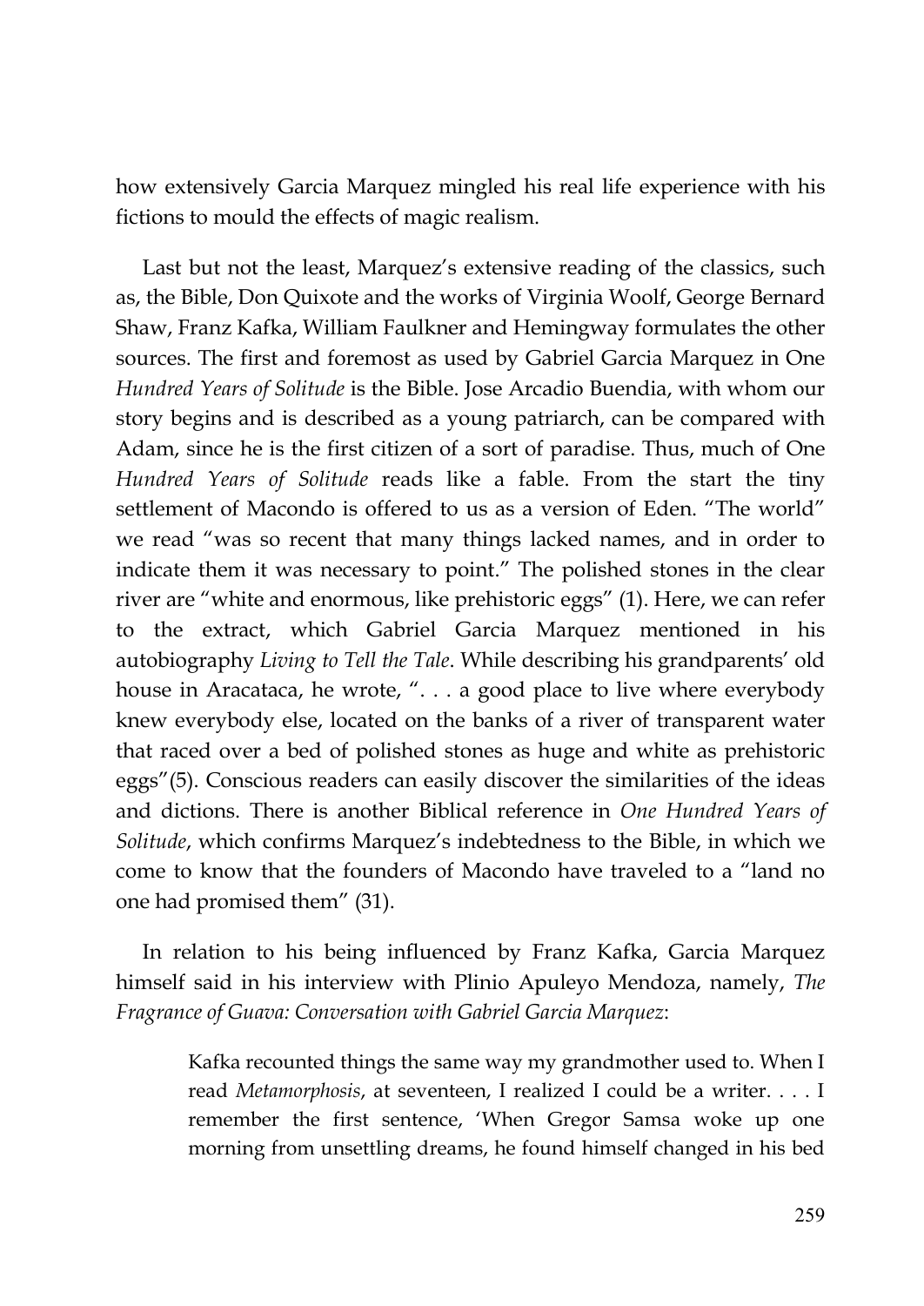how extensively Garcia Marquez mingled his real life experience with his fictions to mould the effects of magic realism.

Last but not the least, Marquez's extensive reading of the classics, such as, the Bible, Don Quixote and the works of Virginia Woolf, George Bernard Shaw, Franz Kafka, William Faulkner and Hemingway formulates the other sources. The first and foremost as used by Gabriel Garcia Marquez in One *Hundred Years of Solitude* is the Bible. Jose Arcadio Buendia, with whom our story begins and is described as a young patriarch, can be compared with Adam, since he is the first citizen of a sort of paradise. Thus, much of One *Hundred Years of Solitude* reads like a fable. From the start the tiny settlement of Macondo is offered to us as a version of Eden. "The world" we read "was so recent that many things lacked names, and in order to indicate them it was necessary to point." The polished stones in the clear river are "white and enormous, like prehistoric eggs" (1). Here, we can refer to the extract, which Gabriel Garcia Marquez mentioned in his autobiography *Living to Tell the Tale*. While describing his grandparents' old house in Aracataca, he wrote, ". . . a good place to live where everybody knew everybody else, located on the banks of a river of transparent water that raced over a bed of polished stones as huge and white as prehistoric eggs"(5). Conscious readers can easily discover the similarities of the ideas and dictions. There is another Biblical reference in *One Hundred Years of Solitude*, which confirms Marquez's indebtedness to the Bible, in which we come to know that the founders of Macondo have traveled to a "land no one had promised them" (31).

In relation to his being influenced by Franz Kafka, Garcia Marquez himself said in his interview with Plinio Apuleyo Mendoza, namely, *The Fragrance of Guava: Conversation with Gabriel Garcia Marquez*:

> Kafka recounted things the same way my grandmother used to. When I read *Metamorphosis*, at seventeen, I realized I could be a writer. . . . I remember the first sentence, 'When Gregor Samsa woke up one morning from unsettling dreams, he found himself changed in his bed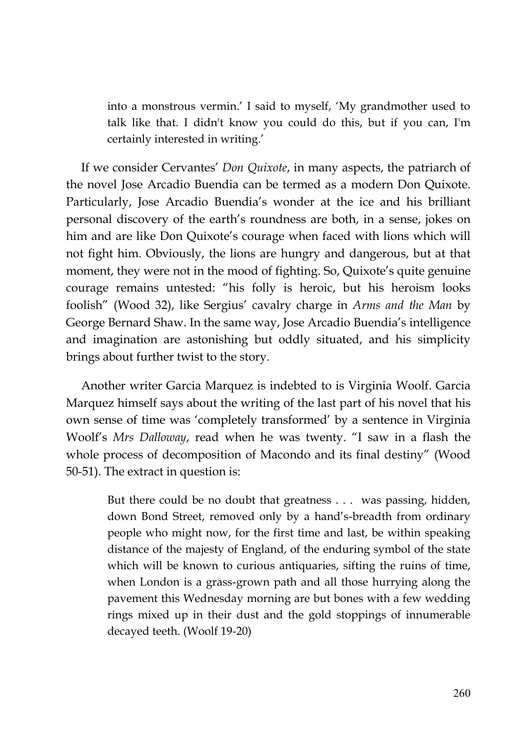> into a monstrous vermin.' I said to myself, 'My grandmother used to talk like that. I didn't know you could do this, but if you can, I'm certainly interested in writing.'

If we consider Cervantes' *Don Quixote*, in many aspects, the patriarch of the novel Jose Arcadio Buendia can be termed as a modern Don Quixote. Particularly, Jose Arcadio Buendia's wonder at the ice and his brilliant personal discovery of the earth's roundness are both, in a sense, jokes on him and are like Don Quixote's courage when faced with lions which will not fight him. Obviously, the lions are hungry and dangerous, but at that moment, they were not in the mood of fighting. So, Quixote's quite genuine courage remains untested: "his folly is heroic, but his heroism looks foolish" (Wood 32), like Sergius' cavalry charge in *Arms and the Man* by George Bernard Shaw. In the same way, Jose Arcadio Buendia's intelligence and imagination are astonishing but oddly situated, and his simplicity brings about further twist to the story.

Another writer Garcia Marquez is indebted to is Virginia Woolf. Garcia Marquez himself says about the writing of the last part of his novel that his own sense of time was 'completely transformed' by a sentence in Virginia Woolf's *Mrs Dalloway*, read when he was twenty. "I saw in a flash the whole process of decomposition of Macondo and its final destiny" (Wood 50-51). The extract in question is:

> But there could be no doubt that greatness . . . was passing, hidden, down Bond Street, removed only by a hand's-breadth from ordinary people who might now, for the first time and last, be within speaking distance of the majesty of England, of the enduring symbol of the state which will be known to curious antiquaries, sifting the ruins of time, when London is a grass-grown path and all those hurrying along the pavement this Wednesday morning are but bones with a few wedding rings mixed up in their dust and the gold stoppings of innumerable decayed teeth. (Woolf 19-20)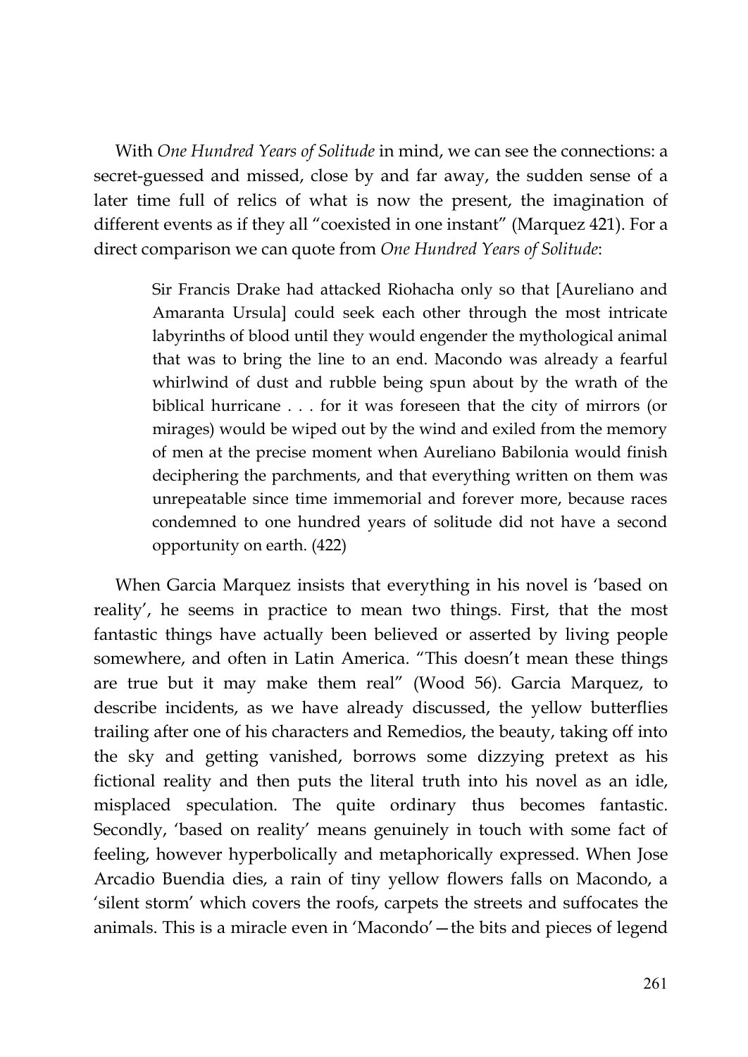With *One Hundred Years of Solitude* in mind, we can see the connections: a secret-guessed and missed, close by and far away, the sudden sense of a later time full of relics of what is now the present, the imagination of different events as if they all "coexisted in one instant" (Marquez 421). For a direct comparison we can quote from *One Hundred Years of Solitude*:

> Sir Francis Drake had attacked Riohacha only so that [Aureliano and Amaranta Ursula] could seek each other through the most intricate labyrinths of blood until they would engender the mythological animal that was to bring the line to an end. Macondo was already a fearful whirlwind of dust and rubble being spun about by the wrath of the biblical hurricane . . . for it was foreseen that the city of mirrors (or mirages) would be wiped out by the wind and exiled from the memory of men at the precise moment when Aureliano Babilonia would finish deciphering the parchments, and that everything written on them was unrepeatable since time immemorial and forever more, because races condemned to one hundred years of solitude did not have a second opportunity on earth. (422)

When Garcia Marquez insists that everything in his novel is 'based on reality', he seems in practice to mean two things. First, that the most fantastic things have actually been believed or asserted by living people somewhere, and often in Latin America. "This doesn't mean these things are true but it may make them real" (Wood 56). Garcia Marquez, to describe incidents, as we have already discussed, the yellow butterflies trailing after one of his characters and Remedios, the beauty, taking off into the sky and getting vanished, borrows some dizzying pretext as his fictional reality and then puts the literal truth into his novel as an idle, misplaced speculation. The quite ordinary thus becomes fantastic. Secondly, 'based on reality' means genuinely in touch with some fact of feeling, however hyperbolically and metaphorically expressed. When Jose Arcadio Buendia dies, a rain of tiny yellow flowers falls on Macondo, a 'silent storm' which covers the roofs, carpets the streets and suffocates the animals. This is a miracle even in 'Macondo'—the bits and pieces of legend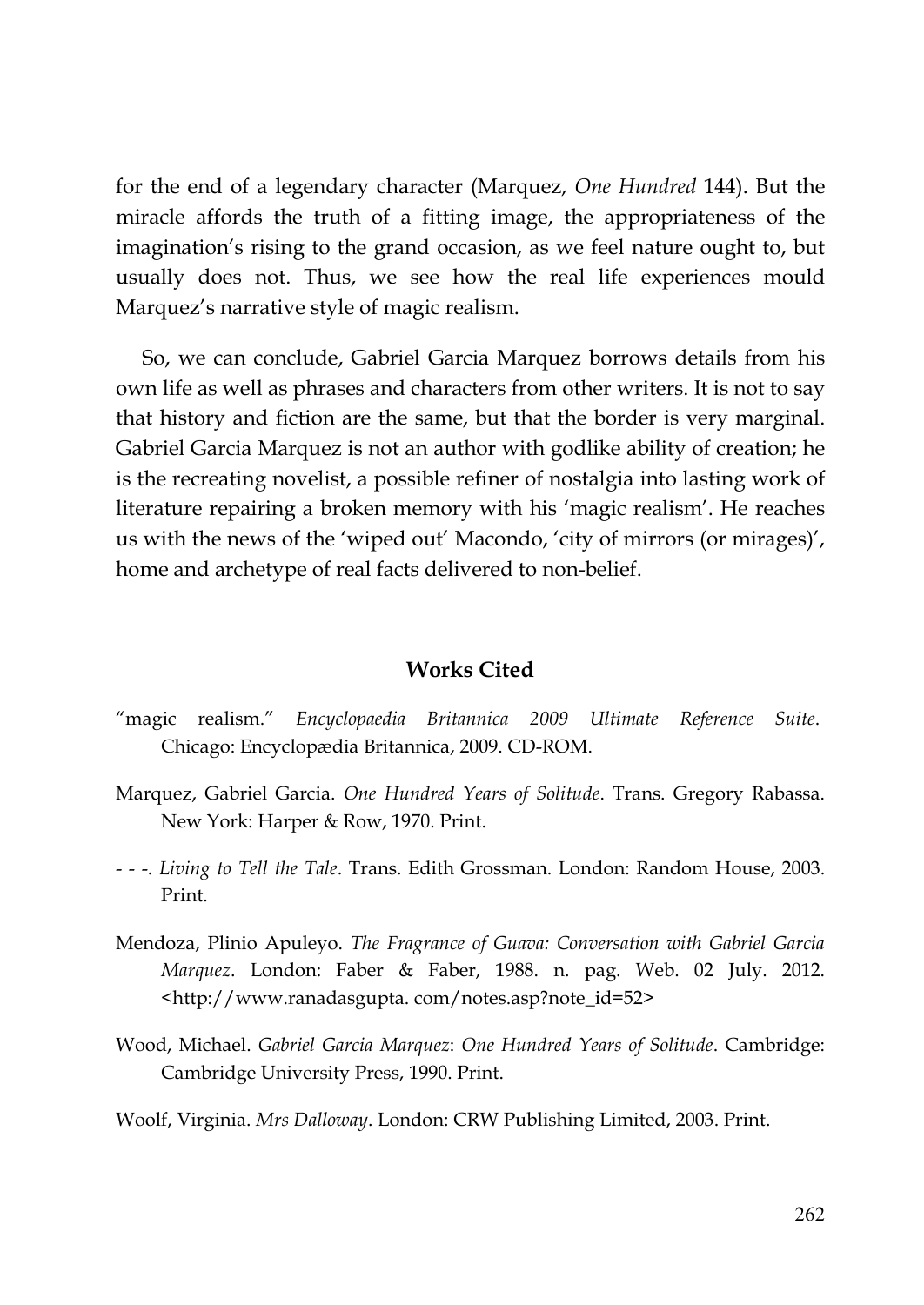for the end of a legendary character (Marquez, *One Hundred* 144). But the miracle affords the truth of a fitting image, the appropriateness of the imagination's rising to the grand occasion, as we feel nature ought to, but usually does not. Thus, we see how the real life experiences mould Marquez's narrative style of magic realism.

So, we can conclude, Gabriel Garcia Marquez borrows details from his own life as well as phrases and characters from other writers. It is not to say that history and fiction are the same, but that the border is very marginal. Gabriel Garcia Marquez is not an author with godlike ability of creation; he is the recreating novelist, a possible refiner of nostalgia into lasting work of literature repairing a broken memory with his 'magic realism'. He reaches us with the news of the 'wiped out' Macondo, 'city of mirrors (or mirages)', home and archetype of real facts delivered to non-belief.

## Works Cited

"magic realism." *Encyclopaedia Britannica 2009 Ultimate Reference Suite*. Chicago: Encyclopædia Britannica, 2009. CD-ROM.

Marquez, Gabriel Garcia. *One Hundred Years of Solitude*. Trans. Gregory Rabassa. New York: Harper & Row, 1970. Print.

- - -. *Living to Tell the Tale*. Trans. Edith Grossman. London: Random House, 2003. Print.

Mendoza, Plinio Apuleyo. *The Fragrance of Guava: Conversation with Gabriel Garcia Marquez*. London: Faber & Faber, 1988. n. pag. Web. 02 July. 2012. <http://www.ranadasgupta. com/notes.asp?note_id=52>

Wood, Michael. *Gabriel Garcia Marquez*: *One Hundred Years of Solitude*. Cambridge: Cambridge University Press, 1990. Print.

Woolf, Virginia. *Mrs Dalloway*. London: CRW Publishing Limited, 2003. Print.